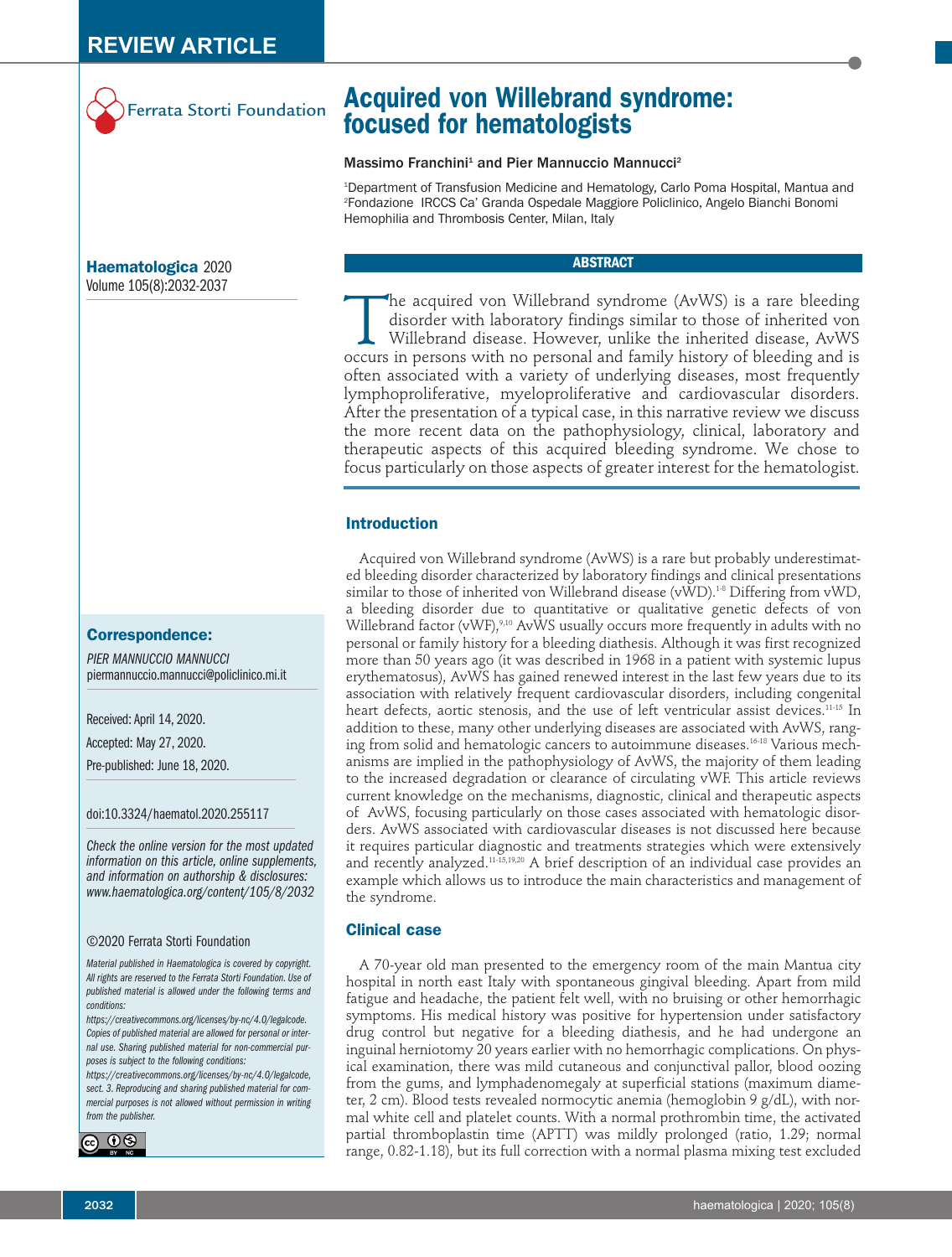REVIEW ARTICLE

Ferrata Storti Foundation

# Acquired von Willebrand syndrome: focused for hematologists

**Massimo Franchini[1] and Pier Mannuccio Mannucci[2]**

[1]Department of Transfusion Medicine and Hematology, Carlo Poma Hospital, Mantua and [2]Fondazione IRCCS Ca' Granda Ospedale Maggiore Policlinico, Angelo Bianchi Bonomi Hemophilia and Thrombosis Center, Milan, Italy

**Haematologica** 2020
Volume 105(8):2032-2037

## ABSTRACT

The acquired von Willebrand syndrome (AvWS) is a rare bleeding disorder with laboratory findings similar to those of inherited von Willebrand disease. However, unlike the inherited disease, AvWS occurs in persons with no personal and family history of bleeding and is often associated with a variety of underlying diseases, most frequently lymphoproliferative, myeloproliferative and cardiovascular disorders. After the presentation of a typical case, in this narrative review we discuss the more recent data on the pathophysiology, clinical, laboratory and therapeutic aspects of this acquired bleeding syndrome. We chose to focus particularly on those aspects of greater interest for the hematologist.

## Introduction

Acquired von Willebrand syndrome (AvWS) is a rare but probably underestimated bleeding disorder characterized by laboratory findings and clinical presentations similar to those of inherited von Willebrand disease (vWD).[1-8] Differing from vWD, a bleeding disorder due to quantitative or qualitative genetic defects of von Willebrand factor (vWF),[9,10] AvWS usually occurs more frequently in adults with no personal or family history for a bleeding diathesis. Although it was first recognized more than 50 years ago (it was described in 1968 in a patient with systemic lupus erythematosus), AvWS has gained renewed interest in the last few years due to its association with relatively frequent cardiovascular disorders, including congenital heart defects, aortic stenosis, and the use of left ventricular assist devices.[11-15] In addition to these, many other underlying diseases are associated with AvWS, ranging from solid and hematologic cancers to autoimmune diseases.[16-18] Various mechanisms are implied in the pathophysiology of AvWS, the majority of them leading to the increased degradation or clearance of circulating vWF. This article reviews current knowledge on the mechanisms, diagnostic, clinical and therapeutic aspects of AvWS, focusing particularly on those cases associated with hematologic disorders. AvWS associated with cardiovascular diseases is not discussed here because it requires particular diagnostic and treatments strategies which were extensively and recently analyzed.[11-15,19,20] A brief description of an individual case provides an example which allows us to introduce the main characteristics and management of the syndrome.

## Clinical case

A 70-year old man presented to the emergency room of the main Mantua city hospital in north east Italy with spontaneous gingival bleeding. Apart from mild fatigue and headache, the patient felt well, with no bruising or other hemorrhagic symptoms. His medical history was positive for hypertension under satisfactory drug control but negative for a bleeding diathesis, and he had undergone an inguinal herniotomy 20 years earlier with no hemorrhagic complications. On physical examination, there was mild cutaneous and conjunctival pallor, blood oozing from the gums, and lymphadenomegaly at superficial stations (maximum diameter, 2 cm). Blood tests revealed normocytic anemia (hemoglobin 9 g/dL), with normal white cell and platelet counts. With a normal prothrombin time, the activated partial thromboplastin time (APTT) was mildly prolonged (ratio, 1.29; normal range, 0.82-1.18), but its full correction with a normal plasma mixing test excluded

**Correspondence:**

*PIER MANNUCCIO MANNUCCI*
piermannuccio.mannucci@policlinico.mi.it

Received: April 14, 2020.

Accepted: May 27, 2020.

Pre-published: June 18, 2020.

doi:10.3324/haematol.2020.255117

*Check the online version for the most updated information on this article, online supplements, and information on authorship & disclosures: www.haematologica.org/content/105/8/2032*

©2020 Ferrata Storti Foundation

*Material published in Haematologica is covered by copyright. All rights are reserved to the Ferrata Storti Foundation. Use of published material is allowed under the following terms and conditions: https://creativecommons.org/licenses/by-nc/4.0/legalcode. Copies of published material are allowed for personal or internal use. Sharing published material for non-commercial purposes is subject to the following conditions: https://creativecommons.org/licenses/by-nc/4.0/legalcode, sect. 3. Reproducing and sharing published material for commercial purposes is not allowed without permission in writing from the publisher.*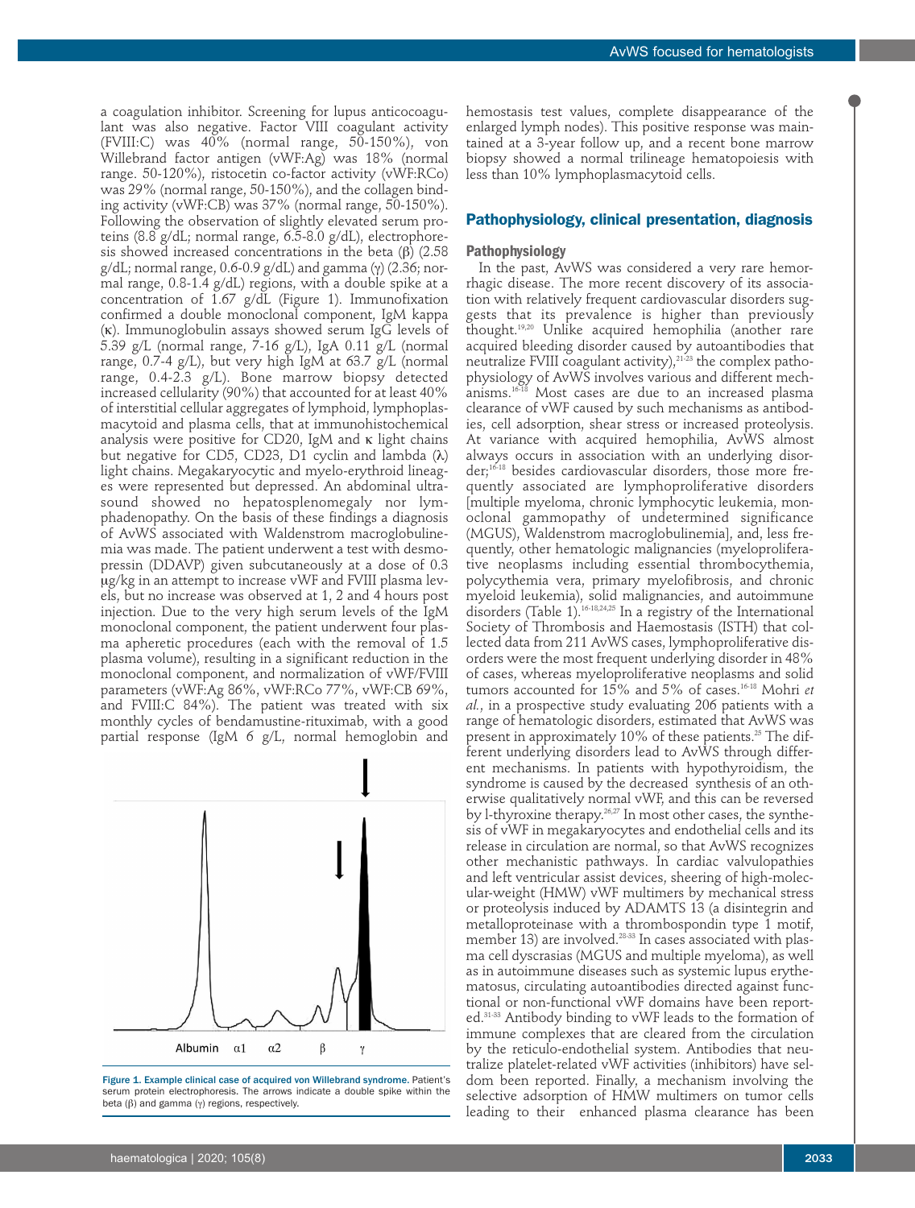a coagulation inhibitor. Screening for lupus anticocoagulant was also negative. Factor VIII coagulant activity (FVIII:C) was 40% (normal range, 50-150%), von Willebrand factor antigen (vWF:Ag) was 18% (normal range. 50-120%), ristocetin co-factor activity (vWF:RCo) was 29% (normal range, 50-150%), and the collagen binding activity (vWF:CB) was 37% (normal range, 50-150%). Following the observation of slightly elevated serum proteins (8.8 g/dL; normal range, 6.5-8.0 g/dL), electrophoresis showed increased concentrations in the beta (β) (2.58 g/dL; normal range, 0.6-0.9 g/dL) and gamma (γ) (2.36; normal range, 0.8-1.4 g/dL) regions, with a double spike at a concentration of 1.67 g/dL (Figure 1). Immunofixation confirmed a double monoclonal component, IgM kappa (κ). Immunoglobulin assays showed serum IgG levels of 5.39 g/L (normal range, 7-16 g/L), IgA 0.11 g/L (normal range, 0.7-4 g/L), but very high IgM at 63.7 g/L (normal range, 0.4-2.3 g/L). Bone marrow biopsy detected increased cellularity (90%) that accounted for at least 40% of interstitial cellular aggregates of lymphoid, lymphoplasmacytoid and plasma cells, that at immunohistochemical analysis were positive for CD20, IgM and κ light chains but negative for CD5, CD23, D1 cyclin and lambda (λ) light chains. Megakaryocytic and myelo-erythroid lineages were represented but depressed. An abdominal ultrasound showed no hepatosplenomegaly nor lymphadenopathy. On the basis of these findings a diagnosis of AvWS associated with Waldenstrom macroglobulinemia was made. The patient underwent a test with desmopressin (DDAVP) given subcutaneously at a dose of 0.3 μg/kg in an attempt to increase vWF and FVIII plasma levels, but no increase was observed at 1, 2 and 4 hours post injection. Due to the very high serum levels of the IgM monoclonal component, the patient underwent four plasma apheretic procedures (each with the removal of 1.5 plasma volume), resulting in a significant reduction in the monoclonal component, and normalization of vWF/FVIII parameters (vWF:Ag 86%, vWF:RCo 77%, vWF:CB 69%, and FVIII:C 84%). The patient was treated with six monthly cycles of bendamustine-rituximab, with a good partial response (IgM 6 g/L, normal hemoglobin and hemostasis test values, complete disappearance of the enlarged lymph nodes). This positive response was maintained at a 3-year follow up, and a recent bone marrow biopsy showed a normal trilineage hematopoiesis with less than 10% lymphoplasmacytoid cells.

Figure 1. Example clinical case of acquired von Willebrand syndrome. Patient's serum protein electrophoresis. The arrows indicate a double spike within the beta (β) and gamma (γ) regions, respectively.

## Pathophysiology, clinical presentation, diagnosis

### Pathophysiology

In the past, AvWS was considered a very rare hemorrhagic disease. The more recent discovery of its association with relatively frequent cardiovascular disorders suggests that its prevalence is higher than previously thought.[19,20] Unlike acquired hemophilia (another rare acquired bleeding disorder caused by autoantibodies that neutralize FVIII coagulant activity),[21-23] the complex pathophysiology of AvWS involves various and different mechanisms.[16-18] Most cases are due to an increased plasma clearance of vWF caused by such mechanisms as antibodies, cell adsorption, shear stress or increased proteolysis. At variance with acquired hemophilia, AvWS almost always occurs in association with an underlying disorder;[16-18] besides cardiovascular disorders, those more frequently associated are lymphoproliferative disorders [multiple myeloma, chronic lymphocytic leukemia, monoclonal gammopathy of undetermined significance (MGUS), Waldenstrom macroglobulinemia], and, less frequently, other hematologic malignancies (myeloproliferative neoplasms including essential thrombocythemia, polycythemia vera, primary myelofibrosis, and chronic myeloid leukemia), solid malignancies, and autoimmune disorders (Table 1).[16-18,24,25] In a registry of the International Society of Thrombosis and Haemostasis (ISTH) that collected data from 211 AvWS cases, lymphoproliferative disorders were the most frequent underlying disorder in 48% of cases, whereas myeloproliferative neoplasms and solid tumors accounted for 15% and 5% of cases.[16-18] Mohri *et al.*, in a prospective study evaluating 206 patients with a range of hematologic disorders, estimated that AvWS was present in approximately 10% of these patients.[25] The different underlying disorders lead to AvWS through different mechanisms. In patients with hypothyroidism, the syndrome is caused by the decreased synthesis of an otherwise qualitatively normal vWF, and this can be reversed by l-thyroxine therapy.[26,27] In most other cases, the synthesis of vWF in megakaryocytes and endothelial cells and its release in circulation are normal, so that AvWS recognizes other mechanistic pathways. In cardiac valvulopathies and left ventricular assist devices, sheering of high-molecular-weight (HMW) vWF multimers by mechanical stress or proteolysis induced by ADAMTS 13 (a disintegrin and metalloproteinase with a thrombospondin type 1 motif, member 13) are involved.[28-33] In cases associated with plasma cell dyscrasias (MGUS and multiple myeloma), as well as in autoimmune diseases such as systemic lupus erythematosus, circulating autoantibodies directed against functional or non-functional vWF domains have been reported.[31-33] Antibody binding to vWF leads to the formation of immune complexes that are cleared from the circulation by the reticulo-endothelial system. Antibodies that neutralize platelet-related vWF activities (inhibitors) have seldom been reported. Finally, a mechanism involving the selective adsorption of HMW multimers on tumor cells leading to their enhanced plasma clearance has been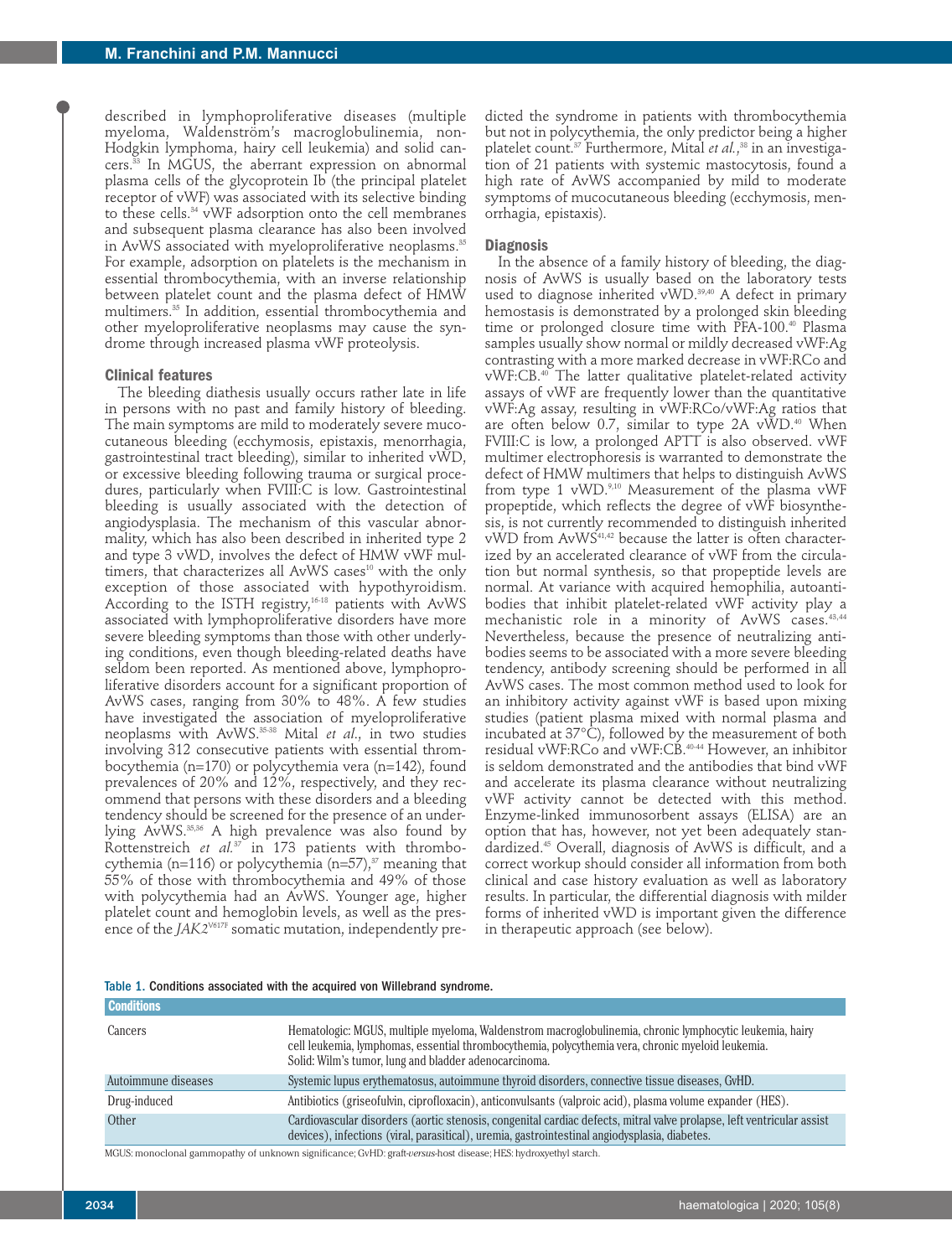described in lymphoproliferative diseases (multiple myeloma, Waldenström's macroglobulinemia, non-Hodgkin lymphoma, hairy cell leukemia) and solid cancers.[33] In MGUS, the aberrant expression on abnormal plasma cells of the glycoprotein Ib (the principal platelet receptor of vWF) was associated with its selective binding to these cells.[34] vWF adsorption onto the cell membranes and subsequent plasma clearance has also been involved in AvWS associated with myeloproliferative neoplasms.[35] For example, adsorption on platelets is the mechanism in essential thrombocythemia, with an inverse relationship between platelet count and the plasma defect of HMW multimers.[35] In addition, essential thrombocythemia and other myeloproliferative neoplasms may cause the syndrome through increased plasma vWF proteolysis.

## Clinical features

The bleeding diathesis usually occurs rather late in life in persons with no past and family history of bleeding. The main symptoms are mild to moderately severe mucocutaneous bleeding (ecchymosis, epistaxis, menorrhagia, gastrointestinal tract bleeding), similar to inherited vWD, or excessive bleeding following trauma or surgical procedures, particularly when FVIII:C is low. Gastrointestinal bleeding is usually associated with the detection of angiodysplasia. The mechanism of this vascular abnormality, which has also been described in inherited type 2 and type 3 vWD, involves the defect of HMW vWF multimers, that characterizes all AvWS cases[10] with the only exception of those associated with hypothyroidism. According to the ISTH registry,[16-18] patients with AvWS associated with lymphoproliferative disorders have more severe bleeding symptoms than those with other underlying conditions, even though bleeding-related deaths have seldom been reported. As mentioned above, lymphoproliferative disorders account for a significant proportion of AvWS cases, ranging from 30% to 48%. A few studies have investigated the association of myeloproliferative neoplasms with AvWS.[35-38] Mital *et al.*, in two studies involving 312 consecutive patients with essential thrombocythemia (n=170) or polycythemia vera (n=142), found prevalences of 20% and 12%, respectively, and they recommend that persons with these disorders and a bleeding tendency should be screened for the presence of an underlying AvWS.[35,36] A high prevalence was also found by Rottenstreich *et al.*[37] in 173 patients with thrombocythemia (n=116) or polycythemia (n=57),[37] meaning that 55% of those with thrombocythemia and 49% of those with polycythemia had an AvWS. Younger age, higher platelet count and hemoglobin levels, as well as the presence of the *JAK2*V617F somatic mutation, independently predicted the syndrome in patients with thrombocythemia but not in polycythemia, the only predictor being a higher platelet count.[37] Furthermore, Mital *et al.*,[38] in an investigation of 21 patients with systemic mastocytosis, found a high rate of AvWS accompanied by mild to moderate symptoms of mucocutaneous bleeding (ecchymosis, menorrhagia, epistaxis).

## Diagnosis

In the absence of a family history of bleeding, the diagnosis of AvWS is usually based on the laboratory tests used to diagnose inherited vWD.[39,40] A defect in primary hemostasis is demonstrated by a prolonged skin bleeding time or prolonged closure time with PFA-100.[40] Plasma samples usually show normal or mildly decreased vWF:Ag contrasting with a more marked decrease in vWF:RCo and vWF:CB.[40] The latter qualitative platelet-related activity assays of vWF are frequently lower than the quantitative vWF:Ag assay, resulting in vWF:RCo/vWF:Ag ratios that are often below 0.7, similar to type 2A vWD.[40] When FVIII:C is low, a prolonged APTT is also observed. vWF multimer electrophoresis is warranted to demonstrate the defect of HMW multimers that helps to distinguish AvWS from type 1 vWD.[9,10] Measurement of the plasma vWF propeptide, which reflects the degree of vWF biosynthesis, is not currently recommended to distinguish inherited vWD from AvWS[41,42] because the latter is often characterized by an accelerated clearance of vWF from the circulation but normal synthesis, so that propeptide levels are normal. At variance with acquired hemophilia, autoantibodies that inhibit platelet-related vWF activity play a mechanistic role in a minority of AvWS cases.[43,44] Nevertheless, because the presence of neutralizing antibodies seems to be associated with a more severe bleeding tendency, antibody screening should be performed in all AvWS cases. The most common method used to look for an inhibitory activity against vWF is based upon mixing studies (patient plasma mixed with normal plasma and incubated at 37°C), followed by the measurement of both residual vWF:RCo and vWF:CB.[40-44] However, an inhibitor is seldom demonstrated and the antibodies that bind vWF and accelerate its plasma clearance without neutralizing vWF activity cannot be detected with this method. Enzyme-linked immunosorbent assays (ELISA) are an option that has, however, not yet been adequately standardized.[45] Overall, diagnosis of AvWS is difficult, and a correct workup should consider all information from both clinical and case history evaluation as well as laboratory results. In particular, the differential diagnosis with milder forms of inherited vWD is important given the difference in therapeutic approach (see below).

Table 1. Conditions associated with the acquired von Willebrand syndrome.

| Conditions | |
|---|---|
| Cancers | Hematologic: MGUS, multiple myeloma, Waldenstrom macroglobulinemia, chronic lymphocytic leukemia, hairy cell leukemia, lymphomas, essential thrombocythemia, polycythemia vera, chronic myeloid leukemia. Solid: Wilm's tumor, lung and bladder adenocarcinoma. |
| Autoimmune diseases | Systemic lupus erythematosus, autoimmune thyroid disorders, connective tissue diseases, GvHD. |
| Drug-induced | Antibiotics (griseofulvin, ciprofloxacin), anticonvulsants (valproic acid), plasma volume expander (HES). |
| Other | Cardiovascular disorders (aortic stenosis, congenital cardiac defects, mitral valve prolapse, left ventricular assist devices), infections (viral, parasitical), uremia, gastrointestinal angiodysplasia, diabetes. |

MGUS: monoclonal gammopathy of unknown significance; GvHD: graft-*versus*-host disease; HES: hydroxyethyl starch.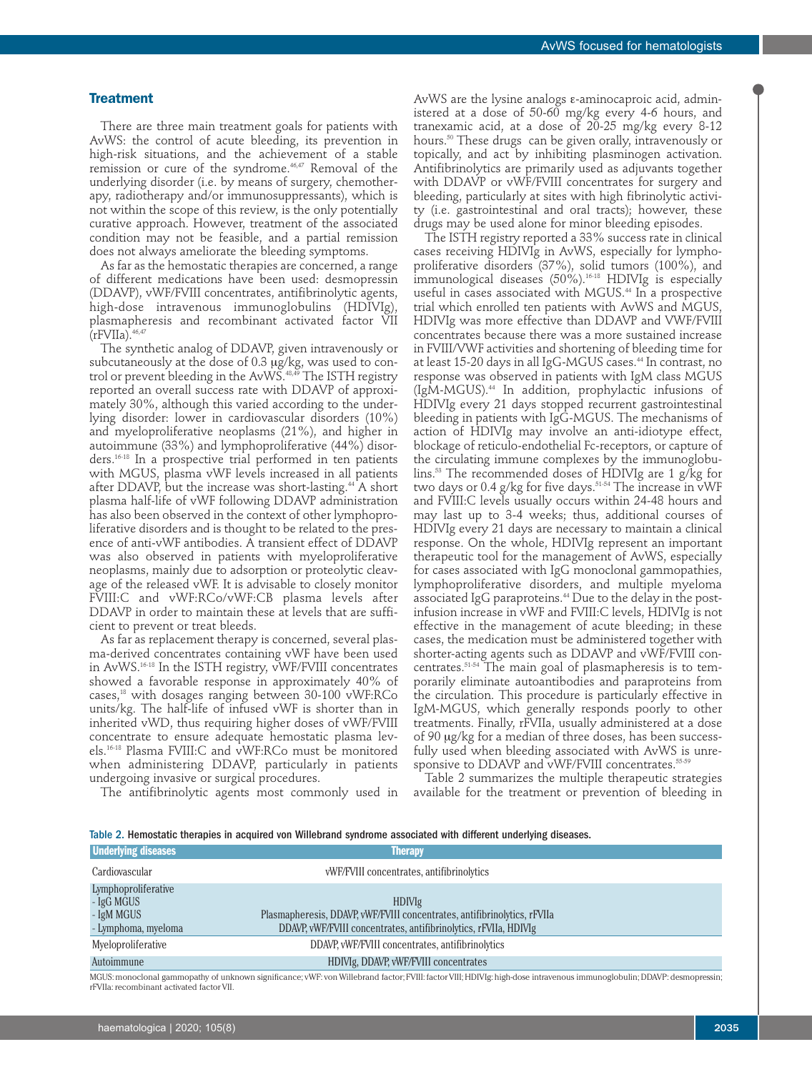## Treatment

There are three main treatment goals for patients with AvWS: the control of acute bleeding, its prevention in high-risk situations, and the achievement of a stable remission or cure of the syndrome.[46,47] Removal of the underlying disorder (i.e. by means of surgery, chemotherapy, radiotherapy and/or immunosuppressants), which is not within the scope of this review, is the only potentially curative approach. However, treatment of the associated condition may not be feasible, and a partial remission does not always ameliorate the bleeding symptoms.

As far as the hemostatic therapies are concerned, a range of different medications have been used: desmopressin (DDAVP), vWF/FVIII concentrates, antifibrinolytic agents, high-dose intravenous immunoglobulins (HDIVIg), plasmapheresis and recombinant activated factor VII (rFVIIa).[46,47]

The synthetic analog of DDAVP, given intravenously or subcutaneously at the dose of 0.3 μg/kg, was used to control or prevent bleeding in the AvWS.[48,49] The ISTH registry reported an overall success rate with DDAVP of approximately 30%, although this varied according to the underlying disorder: lower in cardiovascular disorders (10%) and myeloproliferative neoplasms (21%), and higher in autoimmune (33%) and lymphoproliferative (44%) disorders.[16-18] In a prospective trial performed in ten patients with MGUS, plasma vWF levels increased in all patients after DDAVP, but the increase was short-lasting.[44] A short plasma half-life of vWF following DDAVP administration has also been observed in the context of other lymphoproliferative disorders and is thought to be related to the presence of anti-vWF antibodies. A transient effect of DDAVP was also observed in patients with myeloproliferative neoplasms, mainly due to adsorption or proteolytic cleavage of the released vWF. It is advisable to closely monitor FVIII:C and vWF:RCo/vWF:CB plasma levels after DDAVP in order to maintain these at levels that are sufficient to prevent or treat bleeds.

As far as replacement therapy is concerned, several plasma-derived concentrates containing vWF have been used in AvWS.[16-18] In the ISTH registry, vWF/FVIII concentrates showed a favorable response in approximately 40% of cases,[18] with dosages ranging between 30-100 vWF:RCo units/kg. The half-life of infused vWF is shorter than in inherited vWD, thus requiring higher doses of vWF/FVIII concentrate to ensure adequate hemostatic plasma levels.[16-18] Plasma FVIII:C and vWF:RCo must be monitored when administering DDAVP, particularly in patients undergoing invasive or surgical procedures.

The antifibrinolytic agents most commonly used in AvWS are the lysine analogs ε-aminocaproic acid, administered at a dose of 50-60 mg/kg every 4-6 hours, and tranexamic acid, at a dose of 20-25 mg/kg every 8-12 hours.[50] These drugs can be given orally, intravenously or topically, and act by inhibiting plasminogen activation. Antifibrinolytics are primarily used as adjuvants together with DDAVP or vWF/FVIII concentrates for surgery and bleeding, particularly at sites with high fibrinolytic activity (i.e. gastrointestinal and oral tracts); however, these drugs may be used alone for minor bleeding episodes.

The ISTH registry reported a 33% success rate in clinical cases receiving HDIVIg in AvWS, especially for lymphoproliferative disorders (37%), solid tumors (100%), and immunological diseases (50%).[16-18] HDIVIg is especially useful in cases associated with MGUS.[44] In a prospective trial which enrolled ten patients with AvWS and MGUS, HDIVIg was more effective than DDAVP and VWF/FVIII concentrates because there was a more sustained increase in FVIII/VWF activities and shortening of bleeding time for at least 15-20 days in all IgG-MGUS cases.[44] In contrast, no response was observed in patients with IgM class MGUS (IgM-MGUS).[44] In addition, prophylactic infusions of HDIVIg every 21 days stopped recurrent gastrointestinal bleeding in patients with IgG-MGUS. The mechanisms of action of HDIVIg may involve an anti-idiotype effect, blockage of reticulo-endothelial Fc-receptors, or capture of the circulating immune complexes by the immunoglobulins.[53] The recommended doses of HDIVIg are 1 g/kg for two days or 0.4 g/kg for five days.[51-54] The increase in vWF and FVIII:C levels usually occurs within 24-48 hours and may last up to 3-4 weeks; thus, additional courses of HDIVIg every 21 days are necessary to maintain a clinical response. On the whole, HDIVIg represent an important therapeutic tool for the management of AvWS, especially for cases associated with IgG monoclonal gammopathies, lymphoproliferative disorders, and multiple myeloma associated IgG paraproteins.[44] Due to the delay in the post-infusion increase in vWF and FVIII:C levels, HDIVIg is not effective in the management of acute bleeding; in these cases, the medication must be administered together with shorter-acting agents such as DDAVP and vWF/FVIII concentrates.[51-54] The main goal of plasmapheresis is to temporarily eliminate autoantibodies and paraproteins from the circulation. This procedure is particularly effective in IgM-MGUS, which generally responds poorly to other treatments. Finally, rFVIIa, usually administered at a dose of 90 μg/kg for a median of three doses, has been successfully used when bleeding associated with AvWS is unresponsive to DDAVP and vWF/FVIII concentrates.[55-59]

Table 2 summarizes the multiple therapeutic strategies available for the treatment or prevention of bleeding in

**Table 2.** Hemostatic therapies in acquired von Willebrand syndrome associated with different underlying diseases.

| Underlying diseases | Therapy |
|---|---|
| Cardiovascular | vWF/FVIII concentrates, antifibrinolytics |
| Lymphoproliferative | |
| - IgG MGUS | HDIVIg |
| - IgM MGUS | Plasmapheresis, DDAVP, vWF/FVIII concentrates, antifibrinolytics, rFVIIa |
| - Lymphoma, myeloma | DDAVP, vWF/FVIII concentrates, antifibrinolytics, rFVIIa, HDIVIg |
| Myeloproliferative | DDAVP, vWF/FVIII concentrates, antifibrinolytics |
| Autoimmune | HDIVIg, DDAVP, vWF/FVIII concentrates |

MGUS: monoclonal gammopathy of unknown significance; vWF: von Willebrand factor; FVIII: factor VIII; HDIVIg: high-dose intravenous immunoglobulin; DDAVP: desmopressin; rFVIIa: recombinant activated factor VII.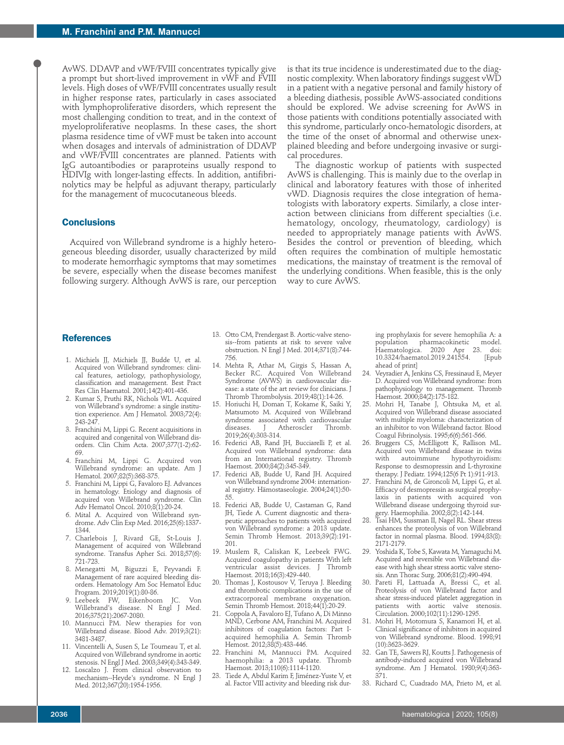AvWS. DDAVP and vWF/FVIII concentrates typically give a prompt but short-lived improvement in vWF and FVIII levels. High doses of vWF/FVIII concentrates usually result in higher response rates, particularly in cases associated with lymphoproliferative disorders, which represent the most challenging condition to treat, and in the context of myeloproliferative neoplasms. In these cases, the short plasma residence time of vWF must be taken into account when dosages and intervals of administration of DDAVP and vWF/FVIII concentrates are planned. Patients with IgG autoantibodies or paraproteins usually respond to HDIVIg with longer-lasting effects. In addition, antifibrinolytics may be helpful as adjuvant therapy, particularly for the management of mucocutaneous bleeds.

## Conclusions

Acquired von Willebrand syndrome is a highly heterogeneous bleeding disorder, usually characterized by mild to moderate hemorrhagic symptoms that may sometimes be severe, especially when the disease becomes manifest following surgery. Although AvWS is rare, our perception is that its true incidence is underestimated due to the diagnostic complexity. When laboratory findings suggest vWD in a patient with a negative personal and family history of a bleeding diathesis, possible AvWS-associated conditions should be explored. We advise screening for AvWS in those patients with conditions potentially associated with this syndrome, particularly onco-hematologic disorders, at the time of the onset of abnormal and otherwise unexplained bleeding and before undergoing invasive or surgical procedures.

The diagnostic workup of patients with suspected AvWS is challenging. This is mainly due to the overlap in clinical and laboratory features with those of inherited vWD. Diagnosis requires the close integration of hematologists with laboratory experts. Similarly, a close interaction between clinicians from different specialties (i.e. hematology, oncology, rheumatology, cardiology) is needed to appropriately manage patients with AvWS. Besides the control or prevention of bleeding, which often requires the combination of multiple hemostatic medications, the mainstay of treatment is the removal of the underlying conditions. When feasible, this is the only way to cure AvWS.

## References

1. Michiels JJ, Michiels JJ, Budde U, et al. Acquired von Willebrand syndromes: clinical features, aetiology, pathophysiology, classification and management. Best Pract Res Clin Haematol. 2001;14(2):401-436.
2. Kumar S, Pruthi RK, Nichols WL. Acquired von Willebrand's syndrome: a single institution experience. Am J Hematol. 2003;72(4):243-247.
3. Franchini M, Lippi G. Recent acquisitions in acquired and congenital von Willebrand disorders. Clin Chim Acta. 2007;377(1-2):62-69.
4. Franchini M, Lippi G. Acquired von Willebrand syndrome: an update. Am J Hematol. 2007;82(5):368-375.
5. Franchini M, Lippi G, Favaloro EJ. Advances in hematology. Etiology and diagnosis of acquired von Willebrand syndrome. Clin Adv Hematol Oncol. 2010;8(1):20-24.
6. Mital A. Acquired von Willebrand syndrome. Adv Clin Exp Med. 2016;25(6):1337-1344.
7. Charlebois J, Rivard GE, St-Louis J. Management of acquired von Willebrand syndrome. Transfus Apher Sci. 2018;57(6):721-723.
8. Menegatti M, Biguzzi E, Peyvandi F. Management of rare acquired bleeding disorders. Hematology Am Soc Hematol Educ Program. 2019;2019(1):80-86.
9. Leebeek FW, Eikenboom JC. Von Willebrand's disease. N Engl J Med. 2016;375(21):2067-2080.
10. Mannucci PM. New therapies for von Willebrand disease. Blood Adv. 2019;3(21):3481-3487.
11. Vincentelli A, Susen S, Le Tourneau T, et al. Acquired von Willebrand syndrome in aortic stenosis. N Engl J Med. 2003;349(4):343-349.
12. Loscalzo J. From clinical observation to mechanism--Heyde's syndrome. N Engl J Med. 2012;367(20):1954-1956.
13. Otto CM, Prendergast B. Aortic-valve stenosis--from patients at risk to severe valve obstruction. N Engl J Med. 2014;371(8):744-756.
14. Mehta R, Athar M, Girgis S, Hassan A, Becker RC. Acquired Von Willebrand Syndrome (AVWS) in cardiovascular disease: a state of the art review for clinicians. J Thromb Thrombolysis. 2019;48(1):14-26.
15. Horiuchi H, Doman T, Kokame K, Saiki Y, Matsumoto M. Acquired von Willebrand syndrome associated with cardiovascular diseases. J Atheroscler Thromb. 2019;26(4):303-314.
16. Federici AB, Rand JH, Bucciarelli P, et al. Acquired von Willebrand syndrome: data from an International registry. Thromb Haemost. 2000;84(2):345-349.
17. Federici AB, Budde U, Rand JH. Acquired von Willebrand syndrome 2004: international registry. Hämostaseologie. 2004;24(1):50-55.
18. Federici AB, Budde U, Castaman G, Rand JH, Tiede A. Current diagnostic and therapeutic approaches to patients with acquired von Willebrand syndrome: a 2013 update. Semin Thromb Hemost. 2013;39(2):191-201.
19. Muslem R, Caliskan K, Leebeek FWG. Acquired coagulopathy in patients with left ventricular assist devices. J Thromb Haemost. 2018;16(3):429-440.
20. Thomas J, Kostousov V, Teruya J. Bleeding and thrombotic complications in the use of extracorporeal membrane oxygenation. Semin Thromb Hemost. 2018;44(1):20-29.
21. Coppola A, Favaloro EJ, Tufano A, Di Minno MND, Cerbone AM, Franchini M. Acquired inhibitors of coagulation factors: Part I-acquired hemophilia A. Semin Thromb Hemost. 2012;38(5):433-446.
22. Franchini M, Mannucci PM. Acquired haemophilia: a 2013 update. Thromb Haemost. 2013;110(6):1114-1120.
23. Tiede A, Abdul Karim F, Jiménez-Yuste V, et al. Factor VIII activity and bleeding risk during prophylaxis for severe hemophilia A: a population pharmacokinetic model. Haematologica. 2020 Apr 23. doi: 10.3324/haematol.2019.241554. [Epub ahead of print]
24. Veyradier A, Jenkins CS, Fressinaud E, Meyer D. Acquired von Willebrand syndrome: from pathophysiology to management. Thromb Haemost. 2000;84(2):175-182.
25. Mohri H, Tanabe J, Ohtsuka M, et al. Acquired von Willebrand disease associated with multiple myeloma: characterization of an inhibitor to von Willebrand factor. Blood Coagul Fibrinolysis. 1995;6(6):561-566.
26. Bruggers CS, McElligott K, Rallison ML. Acquired von Willebrand disease in twins with autoimmune hypothyroidism: Response to desmopressin and L-thyroxine therapy. J Pediatr. 1994;125(6 Pt 1):911-913.
27. Franchini M, de Gironcoli M, Lippi G, et al. Efficacy of desmopressin as surgical prophylaxis in patients with acquired von Willebrand disease undergoing thyroid surgery. Haemophilia. 2002;8(2):142-144.
28. Tsai HM, Sussman II, Nagel RL. Shear stress enhances the proteolysis of von Willebrand factor in normal plasma. Blood. 1994;83(8):2171-2179.
29. Yoshida K, Tobe S, Kawata M, Yamaguchi M. Acquired and reversible von Willebrand disease with high shear stress aortic valve stenosis. Ann Thorac Surg. 2006;81(2):490-494.
30. Pareti FI, Lattuada A, Bressi C, et al. Proteolysis of von Willebrand factor and shear stress-induced platelet aggregation in patients with aortic valve stenosis. Circulation. 2000;102(11):1290-1295.
31. Mohri H, Motomura S, Kanamori H, et al. Clinical significance of inhibitors in acquired von Willebrand syndrome. Blood. 1998;91(10):3623-3629.
32. Gan TE, Sawers RJ, Koutts J. Pathogenesis of antibody-induced acquired von Willebrand syndrome. Am J Hematol. 1980;9(4):363-371.
33. Richard C, Cuadrado MA, Prieto M, et al.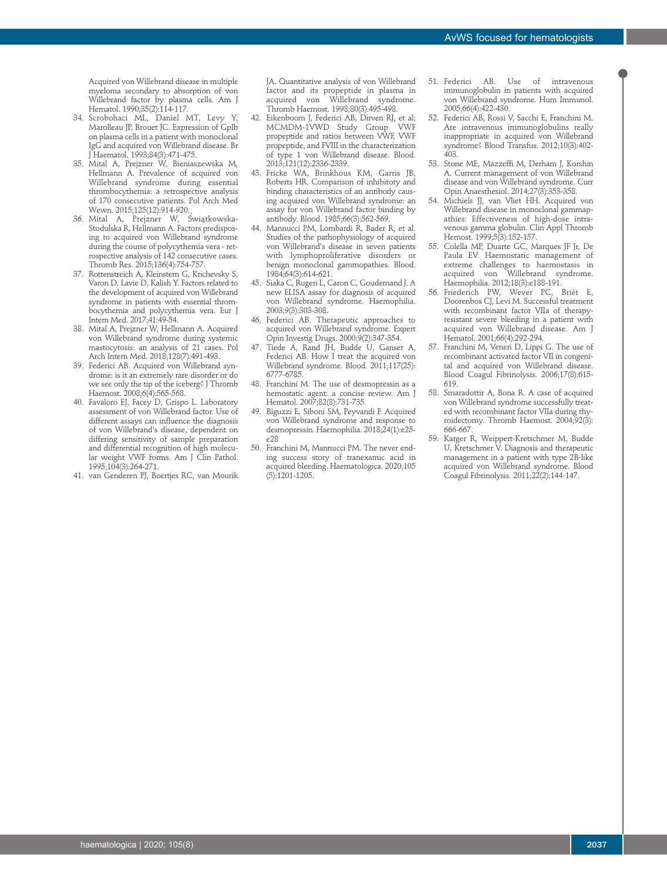Acquired von Willebrand disease in multiple myeloma secondary to absorption of von Willebrand factor by plasma cells. Am J Hematol. 1990;35(2):114-117.

34. Scrobohaci ML, Daniel MT, Levy Y, Marolleau JP, Brouet JC. Expression of GpIb on plasma cells in a patient with monoclonal IgG and acquired von Willebrand disease. Br J Haematol. 1993;84(3):471-475.
35. Mital A, Prejzner W, Bieniaszewska M, Hellmann A. Prevalence of acquired von Willebrand syndrome during essential thrombocythemia: a retrospective analysis of 170 consecutive patients. Pol Arch Med Wewn. 2015;125(12):914-920.
36. Mital A, Prejzner W, Świątkowska-Stodulska R, Hellmann A. Factors predisposing to acquired von Willebrand syndrome during the course of polycythemia vera - retrospective analysis of 142 consecutive cases. Thromb Res. 2015;136(4):754-757.
37. Rottenstreich A, Kleinstern G, Krichevsky S, Varon D, Lavie D, Kalish Y. Factors related to the development of acquired von Willebrand syndrome in patients with essential thrombocythemia and polycythemia vera. Eur J Intern Med. 2017;41:49-54.
38. Mital A, Prejzner W, Hellmann A. Acquired von Willebrand syndrome during systemic mastocytosis: an analysis of 21 cases. Pol Arch Intern Med. 2018;128(7):491-493.
39. Federici AB. Acquired von Willebrand syndrome: is it an extremely rare disorder or do we see only the tip of the iceberg? J Thromb Haemost. 2008;6(4):565-568.
40. Favaloro EJ, Facey D, Grispo L. Laboratory assessment of von Willebrand factor. Use of different assays can influence the diagnosis of von Willebrand's disease, dependent on differing sensitivity of sample preparation and differential recognition of high molecular weight VWF forms. Am J Clin Pathol. 1995;104(3):264-271.
41. van Genderen PJ, Boertjes RC, van Mourik JA. Quantitative analysis of von Willebrand factor and its propeptide in plasma in acquired von Willebrand syndrome. Thromb Haemost. 1998;80(3):495-498.
42. Eikenboom J, Federici AB, Dirven RJ, et al; MCMDM-1VWD Study Group. VWF propeptide and ratios between VWF, VWF propeptide, and FVIII in the characterization of type 1 von Willebrand disease. Blood. 2013;121(12):2336-2339.
43. Fricke WA, Brinkhous KM, Garris JB, Roberts HR. Comparison of inhibitory and binding characteristics of an antibody causing acquired von Willebrand syndrome: an assay for von Willebrand factor binding by antibody. Blood. 1985;66(3):562-569.
44. Mannucci PM, Lombardi R, Bader R, et al. Studies of the pathophysiology of acquired von Willebrand's disease in seven patients with lymphoproliferative disorders or benign monoclonal gammopathies. Blood. 1984;64(3):614-621.
45. Siaka C, Rugeri L, Caron C, Goudemand J. A new ELISA assay for diagnosis of acquired von Willebrand syndrome. Haemophilia. 2003;9(3):303-308.
46. Federici AB. Therapeutic approaches to acquired von Willebrand syndrome. Expert Opin Investig Drugs. 2000;9(2):347-354.
47. Tiede A, Rand JH, Budde U, Ganser A, Federici AB. How I treat the acquired von Willebrand syndrome. Blood. 2011;117(25):6777-6785.
48. Franchini M. The use of desmopressin as a hemostatic agent: a concise review. Am J Hematol. 2007;82(8):731-735.
49. Biguzzi E, Siboni SM, Peyvandi F. Acquired von Willebrand syndrome and response to desmopressin. Haemophilia. 2018;24(1):e25-e28
50. Franchini M, Mannucci PM. The never ending success story of tranexamic acid in acquired bleeding. Haematologica. 2020;105(5):1201-1205.
51. Federici AB. Use of intravenous immunoglobulin in patients with acquired von Willebrand syndrome. Hum Immunol. 2005;66(4):422-430.
52. Federici AB, Rossi V, Sacchi E, Franchini M. Are intravenous immunoglobulins really inappropriate in acquired von Willebrand syndrome? Blood Transfus. 2012;10(3):402-403.
53. Stone ME, Mazzeffi M, Derham J, Korshin A. Current management of von Willebrand disease and von Willebrand syndrome. Curr Opin Anaesthesiol. 2014;27(3):353-358.
54. Michiels JJ, van Vliet HH. Acquired von Willebrand disease in monoclonal gammapathies: Effectiveness of high-dose intravenous gamma globulin. Clin Appl Thromb Hemost. 1999;5(3):152-157.
55. Colella MP, Duarte GC, Marques JF Jr, De Paula EV. Haemostatic management of extreme challenges to haemostasis in acquired von Willebrand syndrome. Haemophilia. 2012;18(3):e188-191.
56. Friederich PW, Wever PC, Briët E, Doorenbos CJ, Levi M. Successful treatment with recombinant factor VIIa of therapy-resistant severe bleeding in a patient with acquired von Willebrand disease. Am J Hematol. 2001;66(4):292-294.
57. Franchini M, Veneri D, Lippi G. The use of recombinant activated factor VII in congenital and acquired von Willebrand disease. Blood Coagul Fibrinolysis. 2006;17(8):615-619.
58. Smaradottir A, Bona R. A case of acquired von Willebrand syndrome successfully treated with recombinant factor VIIa during thyroidectomy. Thromb Haemost. 2004;92(3):666-667.
59. Karger R, Weippert-Kretschmer M, Budde U, Kretschmer V. Diagnosis and therapeutic management in a patient with type 2B-like acquired von Willebrand syndrome. Blood Coagul Fibrinolysis. 2011;22(2):144-147.